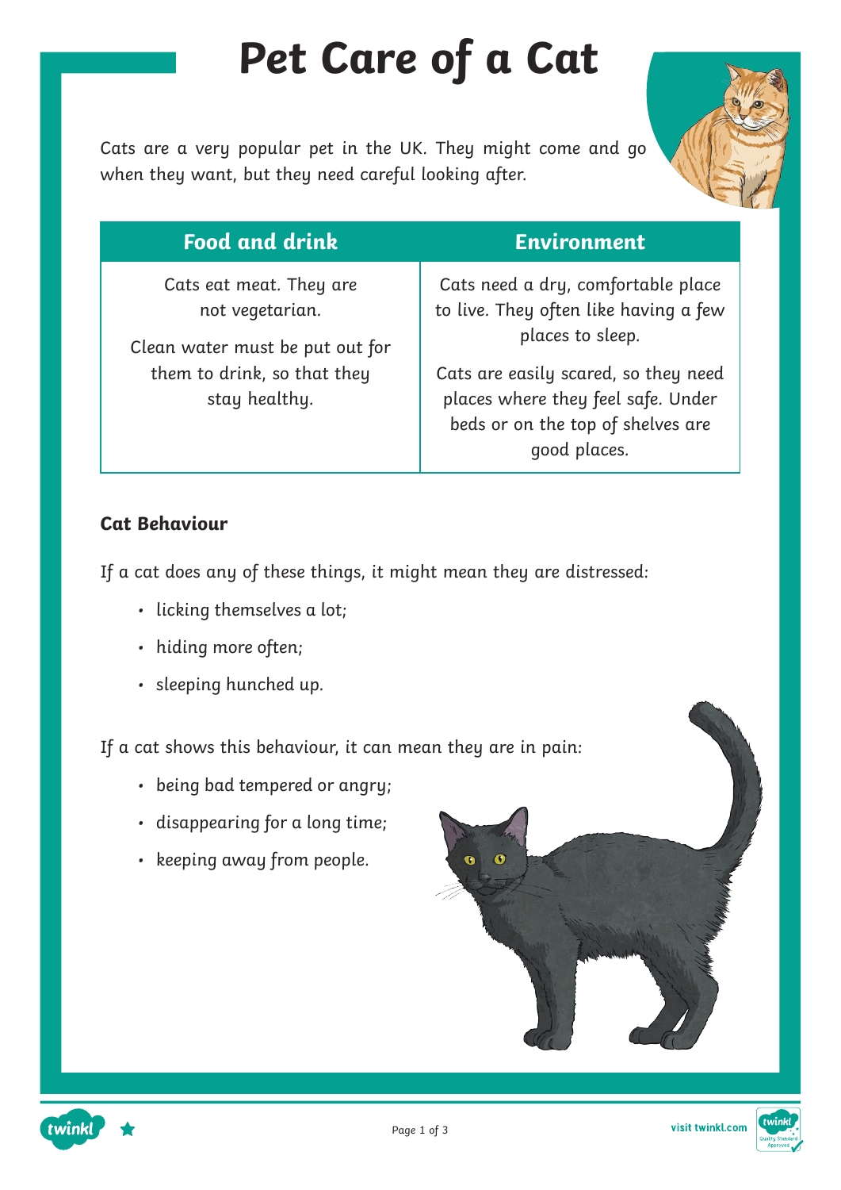# Pet Care of a Cat

Cats are a very popular pet in the UK. They might come and go when they want, but they need careful looking after.

| Food and drink | Environment |
| --- | --- |
| Cats eat meat. They are not vegetarian.<br><br>Clean water must be put out for them to drink, so that they stay healthy. | Cats need a dry, comfortable place to live. They often like having a few places to sleep.<br><br>Cats are easily scared, so they need places where they feel safe. Under beds or on the top of shelves are good places. |

**Cat Behaviour**

If a cat does any of these things, it might mean they are distressed:

- licking themselves a lot;
- hiding more often;
- sleeping hunched up.

If a cat shows this behaviour, it can mean they are in pain:

- being bad tempered or angry;
- disappearing for a long time;
- keeping away from people.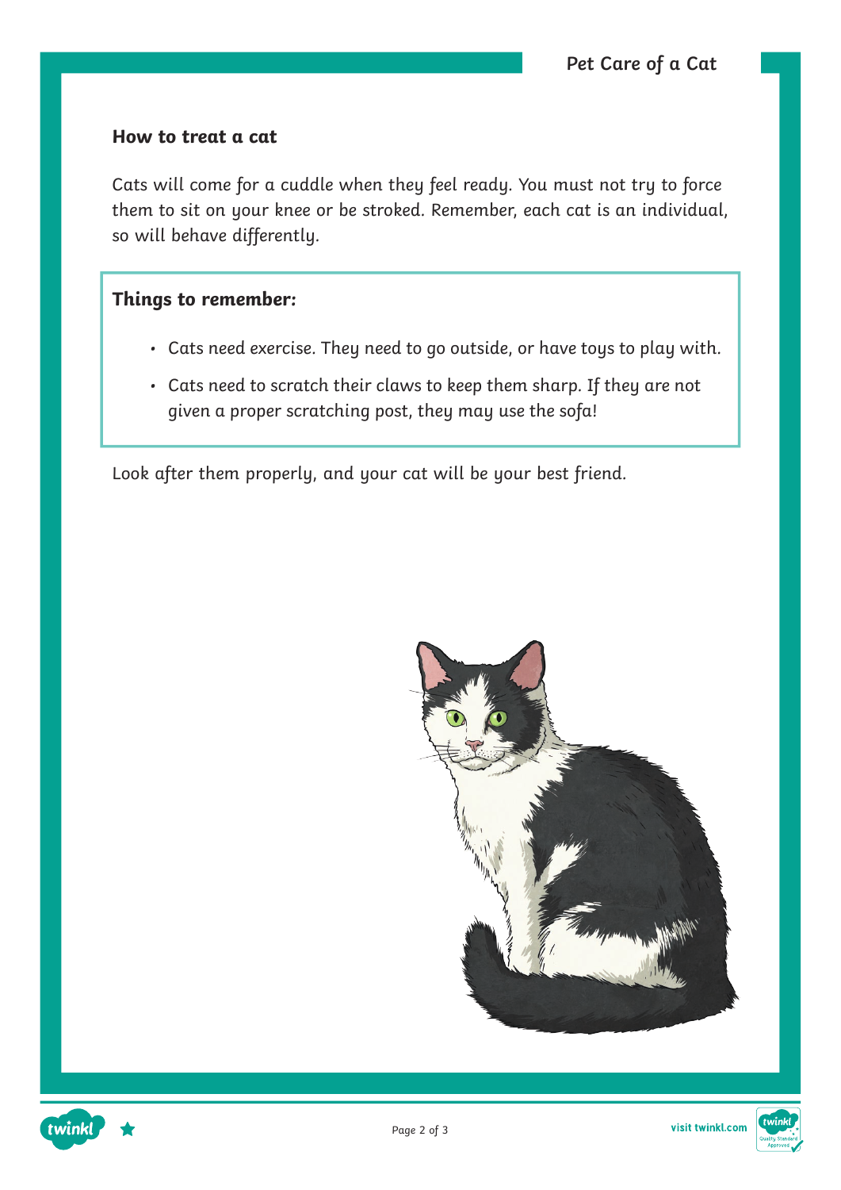## How to treat a cat

Cats will come for a cuddle when they feel ready. You must not try to force them to sit on your knee or be stroked. Remember, each cat is an individual, so will behave differently.

**Things to remember:**

- Cats need exercise. They need to go outside, or have toys to play with.
- Cats need to scratch their claws to keep them sharp. If they are not given a proper scratching post, they may use the sofa!

Look after them properly, and your cat will be your best friend.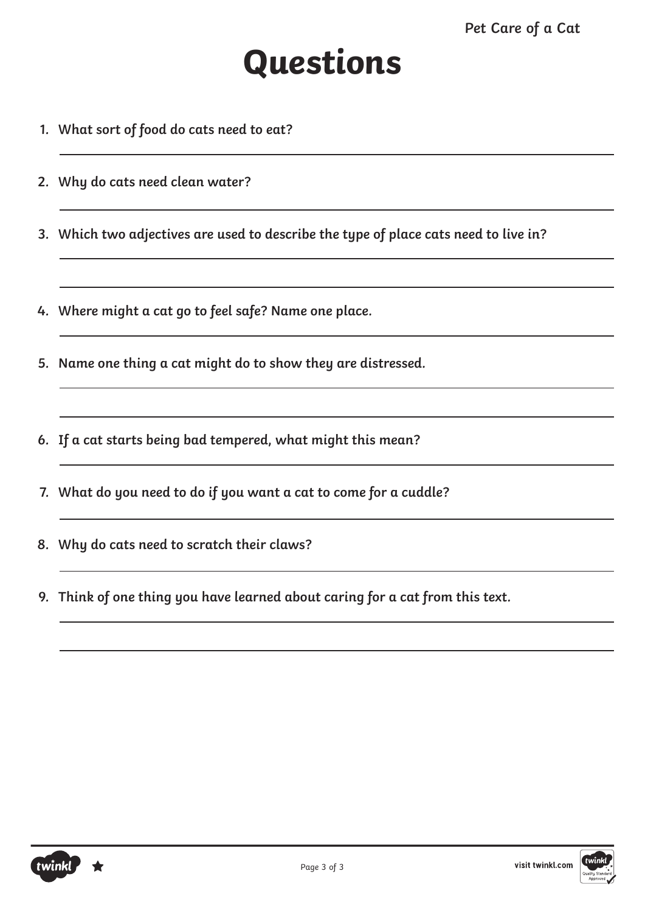# Questions

1. What sort of food do cats need to eat?

2. Why do cats need clean water?

3. Which two adjectives are used to describe the type of place cats need to live in?

4. Where might a cat go to feel safe? Name one place.

5. Name one thing a cat might do to show they are distressed.

6. If a cat starts being bad tempered, what might this mean?

7. What do you need to do if you want a cat to come for a cuddle?

8. Why do cats need to scratch their claws?

9. Think of one thing you have learned about caring for a cat from this text.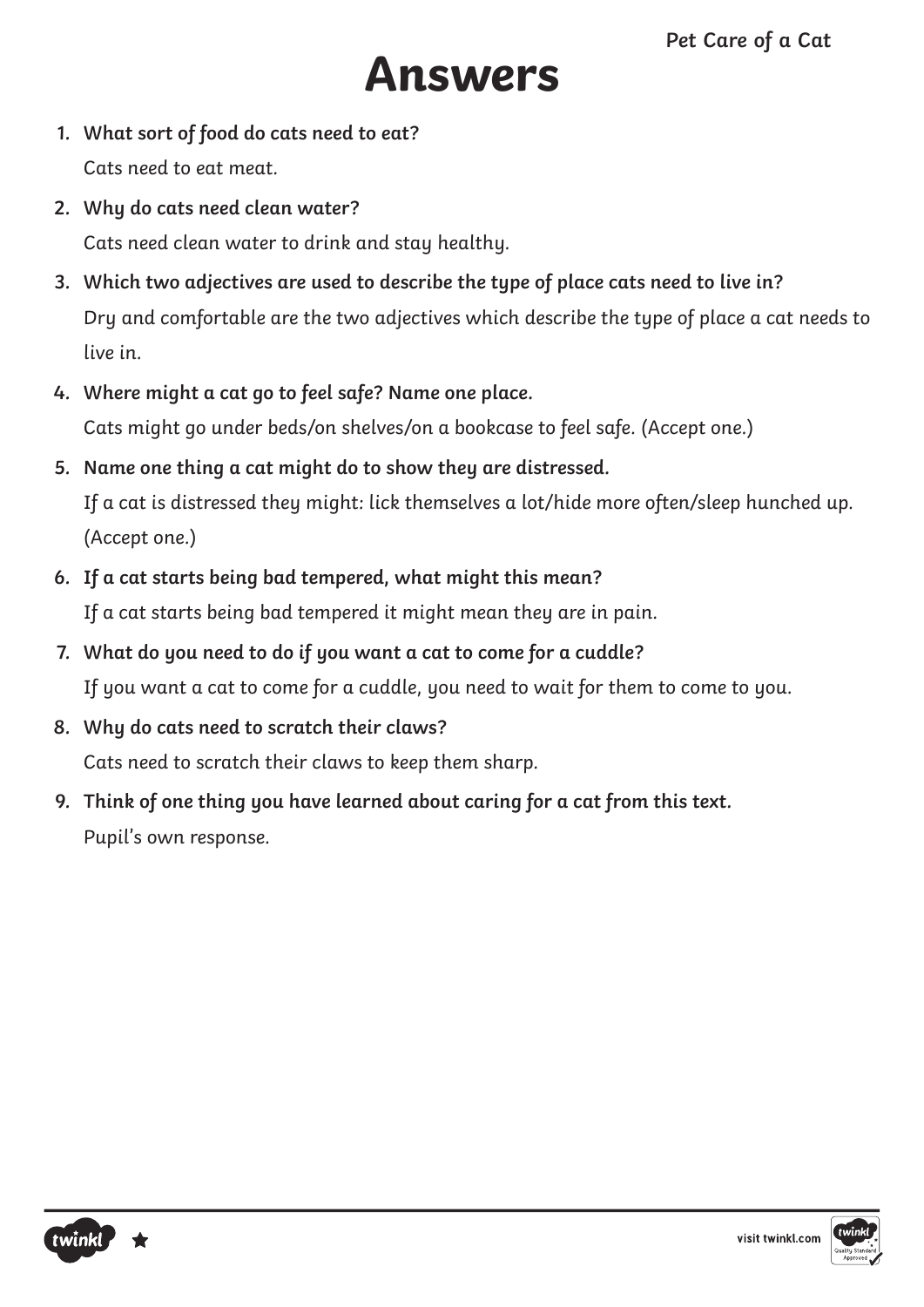# Answers

1. **What sort of food do cats need to eat?**

   *Cats need to eat meat.*

2. **Why do cats need clean water?**

   *Cats need clean water to drink and stay healthy.*

3. **Which two adjectives are used to describe the type of place cats need to live in?**

   *Dry and comfortable are the two adjectives which describe the type of place a cat needs to live in.*

4. **Where might a cat go to feel safe? Name one place.**

   *Cats might go under beds/on shelves/on a bookcase to feel safe. (Accept one.)*

5. **Name one thing a cat might do to show they are distressed.**

   *If a cat is distressed they might: lick themselves a lot/hide more often/sleep hunched up. (Accept one.)*

6. **If a cat starts being bad tempered, what might this mean?**

   *If a cat starts being bad tempered it might mean they are in pain.*

7. **What do you need to do if you want a cat to come for a cuddle?**

   *If you want a cat to come for a cuddle, you need to wait for them to come to you.*

8. **Why do cats need to scratch their claws?**

   *Cats need to scratch their claws to keep them sharp.*

9. **Think of one thing you have learned about caring for a cat from this text.**

   *Pupil's own response.*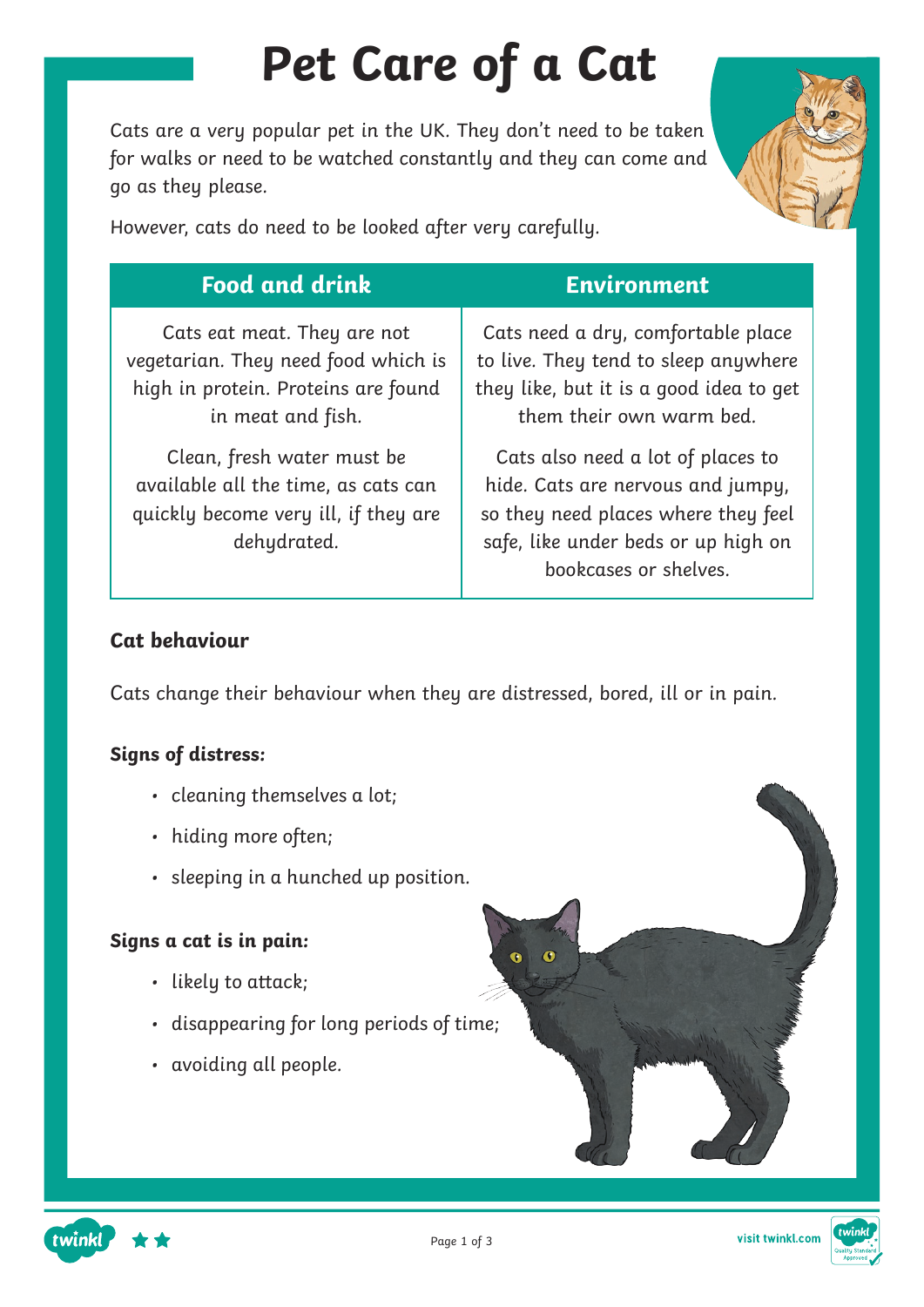# Pet Care of a Cat

Cats are a very popular pet in the UK. They don't need to be taken for walks or need to be watched constantly and they can come and go as they please.

However, cats do need to be looked after very carefully.

| Food and drink | Environment |
|---|---|
| Cats eat meat. They are not vegetarian. They need food which is high in protein. Proteins are found in meat and fish.<br><br>Clean, fresh water must be available all the time, as cats can quickly become very ill, if they are dehydrated. | Cats need a dry, comfortable place to live. They tend to sleep anywhere they like, but it is a good idea to get them their own warm bed.<br><br>Cats also need a lot of places to hide. Cats are nervous and jumpy, so they need places where they feel safe, like under beds or up high on bookcases or shelves. |

**Cat behaviour**

Cats change their behaviour when they are distressed, bored, ill or in pain.

**Signs of distress:**

- cleaning themselves a lot;
- hiding more often;
- sleeping in a hunched up position.

**Signs a cat is in pain:**

- likely to attack;
- disappearing for long periods of time;
- avoiding all people.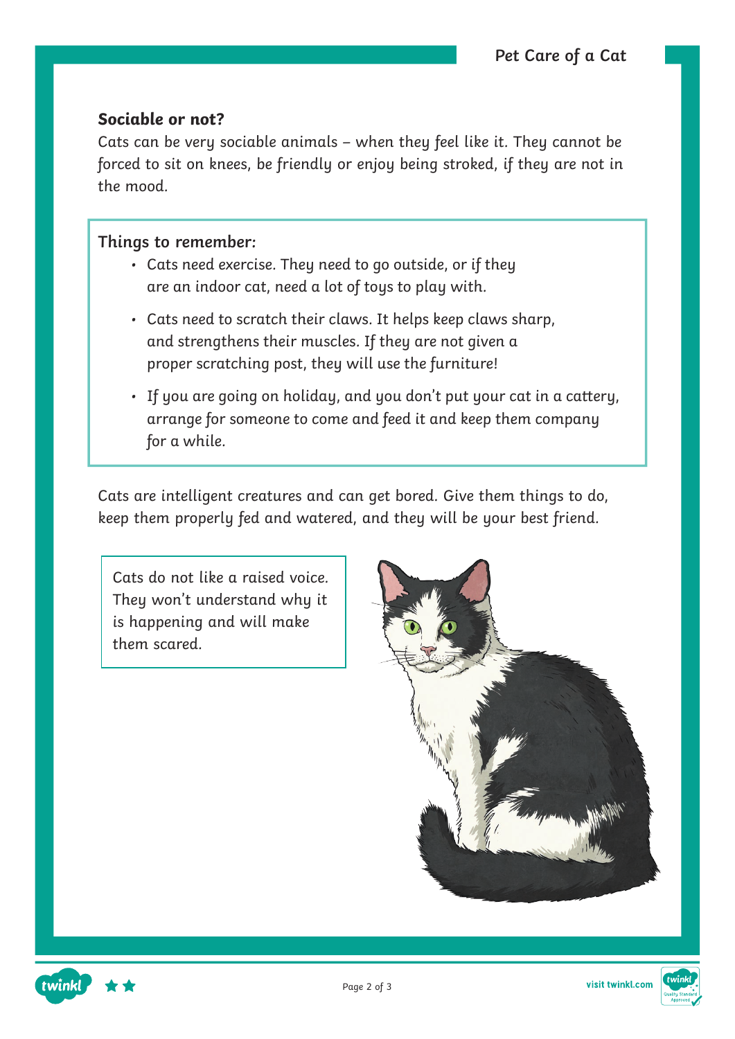### Sociable or not?

Cats can be very sociable animals – when they feel like it. They cannot be forced to sit on knees, be friendly or enjoy being stroked, if they are not in the mood.

**Things to remember:**

- Cats need exercise. They need to go outside, or if they are an indoor cat, need a lot of toys to play with.
- Cats need to scratch their claws. It helps keep claws sharp, and strengthens their muscles. If they are not given a proper scratching post, they will use the furniture!
- If you are going on holiday, and you don't put your cat in a cattery, arrange for someone to come and feed it and keep them company for a while.

Cats are intelligent creatures and can get bored. Give them things to do, keep them properly fed and watered, and they will be your best friend.

Cats do not like a raised voice. They won't understand why it is happening and will make them scared.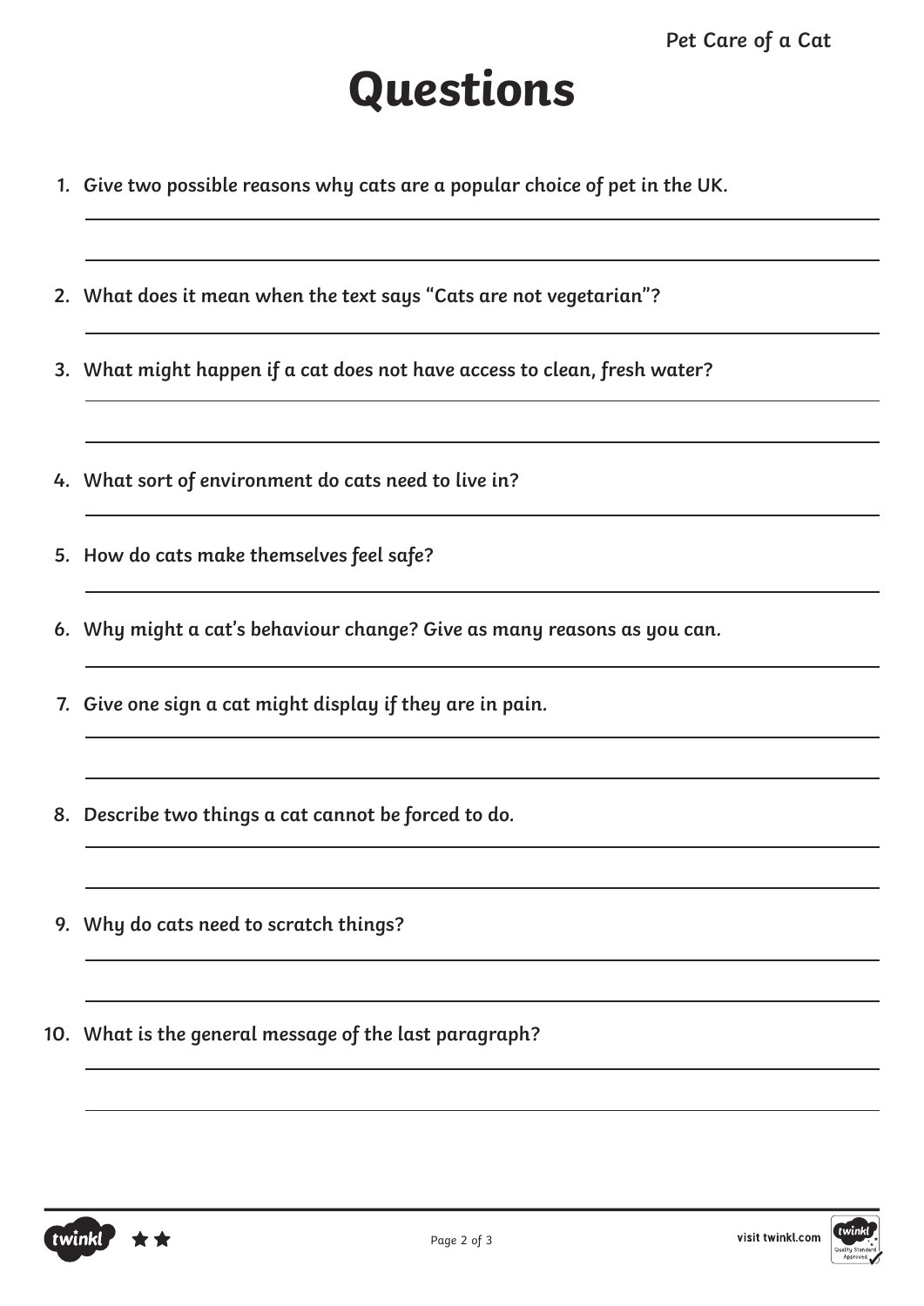# Questions

1. Give two possible reasons why cats are a popular choice of pet in the UK.
2. What does it mean when the text says "Cats are not vegetarian"?
3. What might happen if a cat does not have access to clean, fresh water?
4. What sort of environment do cats need to live in?
5. How do cats make themselves feel safe?
6. Why might a cat's behaviour change? Give as many reasons as you can.
7. Give one sign a cat might display if they are in pain.
8. Describe two things a cat cannot be forced to do.
9. Why do cats need to scratch things?
10. What is the general message of the last paragraph?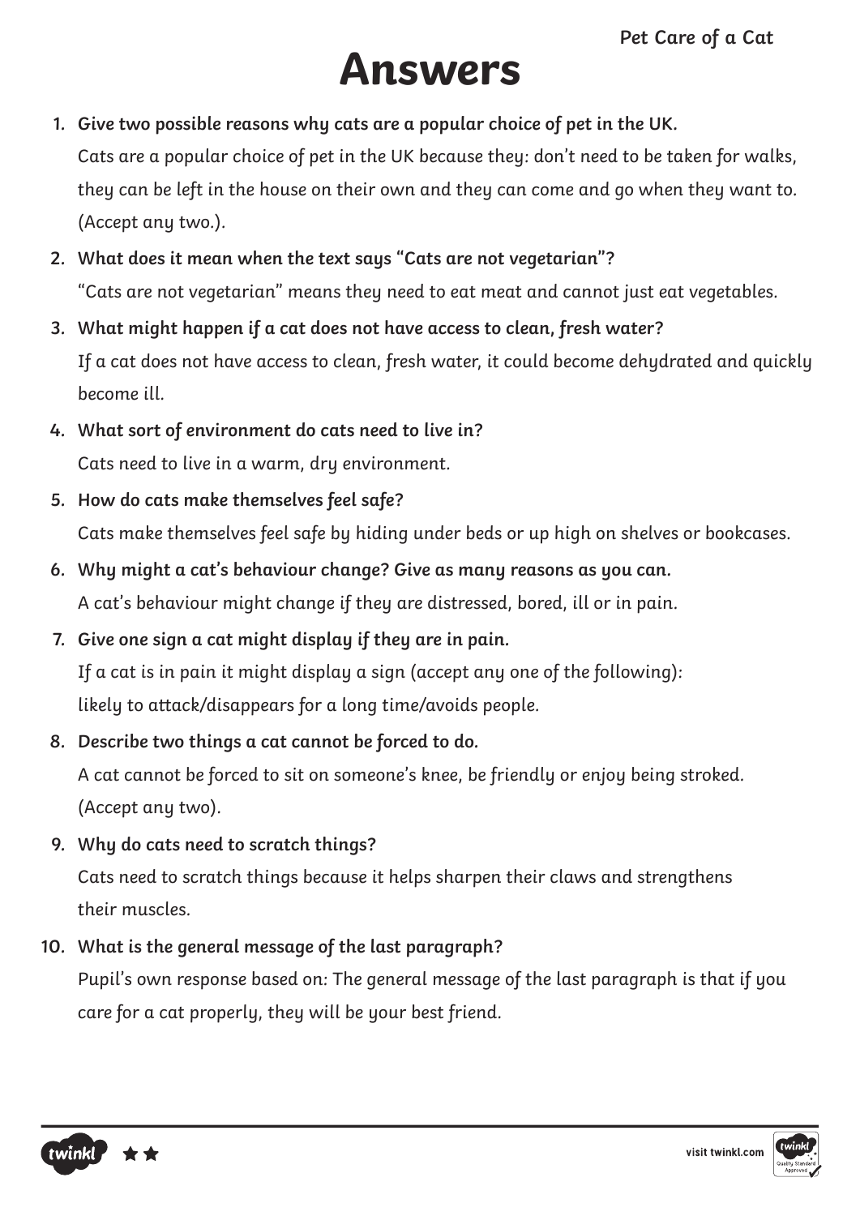# Answers

1. **Give two possible reasons why cats are a popular choice of pet in the UK.**
   Cats are a popular choice of pet in the UK because they: don't need to be taken for walks, they can be left in the house on their own and they can come and go when they want to. (Accept any two.).
2. **What does it mean when the text says "Cats are not vegetarian"?**
   "Cats are not vegetarian" means they need to eat meat and cannot just eat vegetables.
3. **What might happen if a cat does not have access to clean, fresh water?**
   If a cat does not have access to clean, fresh water, it could become dehydrated and quickly become ill.
4. **What sort of environment do cats need to live in?**
   Cats need to live in a warm, dry environment.
5. **How do cats make themselves feel safe?**
   Cats make themselves feel safe by hiding under beds or up high on shelves or bookcases.
6. **Why might a cat's behaviour change? Give as many reasons as you can.**
   A cat's behaviour might change if they are distressed, bored, ill or in pain.
7. **Give one sign a cat might display if they are in pain.**
   If a cat is in pain it might display a sign (accept any one of the following): likely to attack/disappears for a long time/avoids people.
8. **Describe two things a cat cannot be forced to do.**
   A cat cannot be forced to sit on someone's knee, be friendly or enjoy being stroked. (Accept any two).
9. **Why do cats need to scratch things?**
   Cats need to scratch things because it helps sharpen their claws and strengthens their muscles.
10. **What is the general message of the last paragraph?**
    Pupil's own response based on: The general message of the last paragraph is that if you care for a cat properly, they will be your best friend.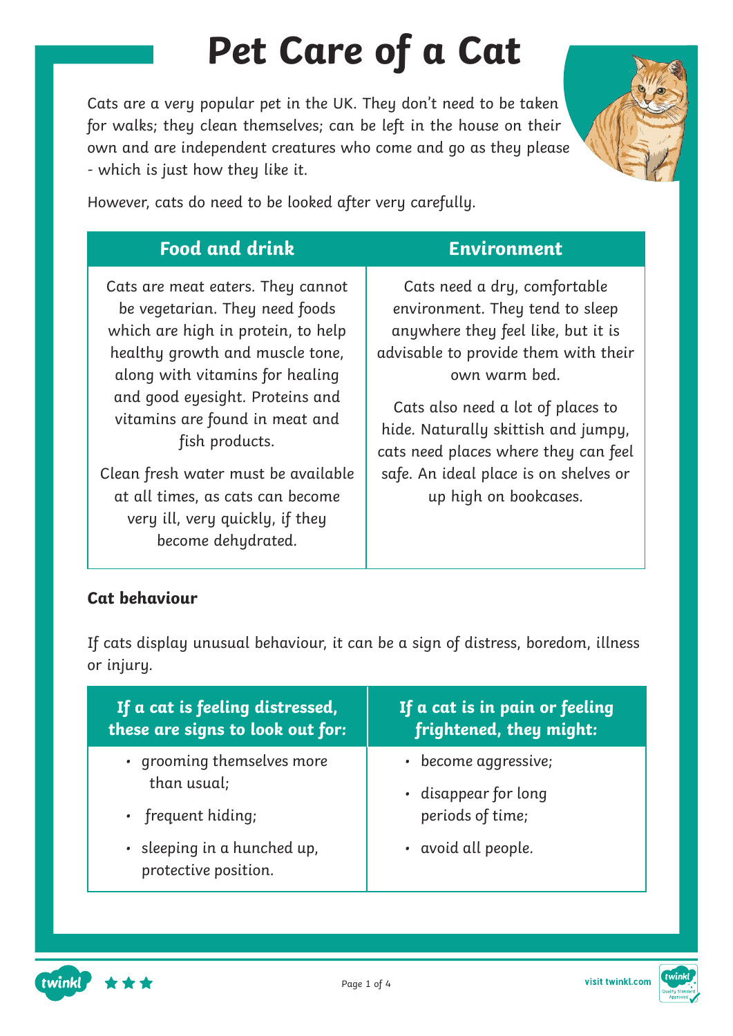# Pet Care of a Cat

Cats are a very popular pet in the UK. They don't need to be taken for walks; they clean themselves; can be left in the house on their own and are independent creatures who come and go as they please - which is just how they like it.

However, cats do need to be looked after very carefully.

| Food and drink | Environment |
|---|---|
| Cats are meat eaters. They cannot be vegetarian. They need foods which are high in protein, to help healthy growth and muscle tone, along with vitamins for healing and good eyesight. Proteins and vitamins are found in meat and fish products.<br><br>Clean fresh water must be available at all times, as cats can become very ill, very quickly, if they become dehydrated. | Cats need a dry, comfortable environment. They tend to sleep anywhere they feel like, but it is advisable to provide them with their own warm bed.<br><br>Cats also need a lot of places to hide. Naturally skittish and jumpy, cats need places where they can feel safe. An ideal place is on shelves or up high on bookcases. |

**Cat behaviour**

If cats display unusual behaviour, it can be a sign of distress, boredom, illness or injury.

| If a cat is feeling distressed, these are signs to look out for: | If a cat is in pain or feeling frightened, they might: |
|---|---|
| • grooming themselves more than usual;<br>• frequent hiding;<br>• sleeping in a hunched up, protective position. | • become aggressive;<br>• disappear for long periods of time;<br>• avoid all people. |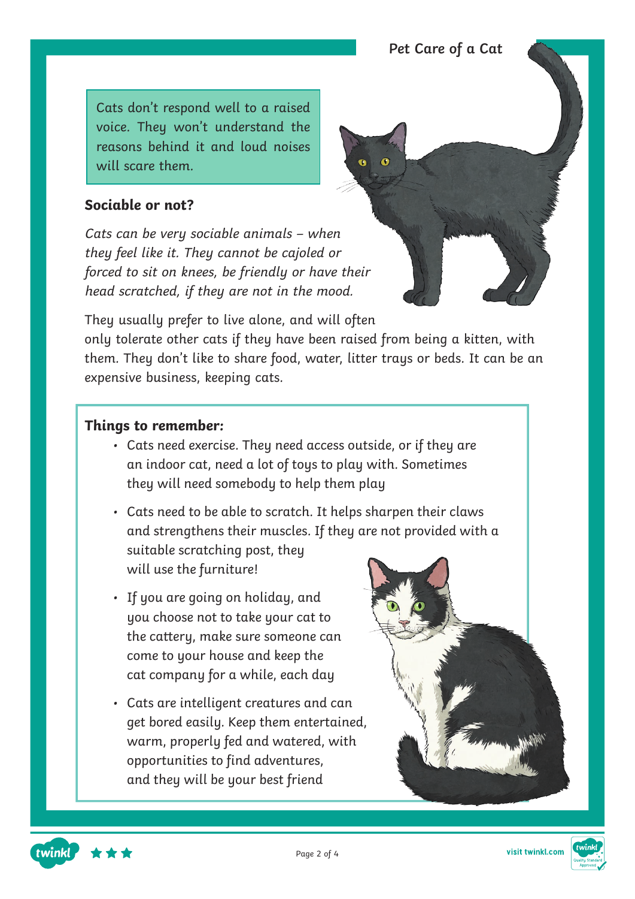Cats don't respond well to a raised voice. They won't understand the reasons behind it and loud noises will scare them.

### Sociable or not?

*Cats can be very sociable animals – when they feel like it. They cannot be cajoled or forced to sit on knees, be friendly or have their head scratched, if they are not in the mood.*

They usually prefer to live alone, and will often only tolerate other cats if they have been raised from being a kitten, with them. They don't like to share food, water, litter trays or beds. It can be an expensive business, keeping cats.

### Things to remember:

- Cats need exercise. They need access outside, or if they are an indoor cat, need a lot of toys to play with. Sometimes they will need somebody to help them play
- Cats need to be able to scratch. It helps sharpen their claws and strengthens their muscles. If they are not provided with a suitable scratching post, they will use the furniture!
- If you are going on holiday, and you choose not to take your cat to the cattery, make sure someone can come to your house and keep the cat company for a while, each day
- Cats are intelligent creatures and can get bored easily. Keep them entertained, warm, properly fed and watered, with opportunities to find adventures, and they will be your best friend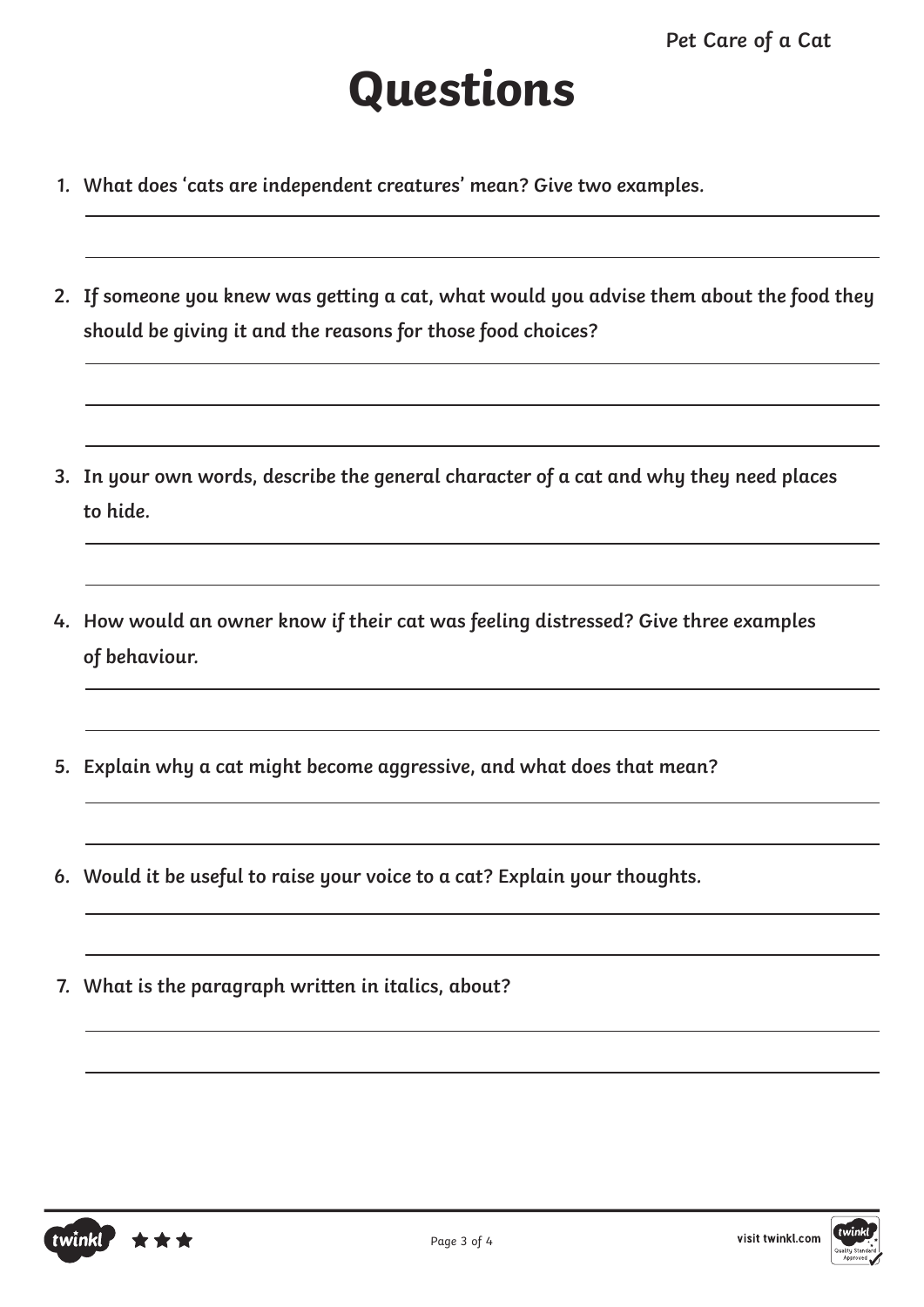# Questions

1. What does 'cats are independent creatures' mean? Give two examples.

2. If someone you knew was getting a cat, what would you advise them about the food they should be giving it and the reasons for those food choices?

3. In your own words, describe the general character of a cat and why they need places to hide.

4. How would an owner know if their cat was feeling distressed? Give three examples of behaviour.

5. Explain why a cat might become aggressive, and what does that mean?

6. Would it be useful to raise your voice to a cat? Explain your thoughts.

7. What is the paragraph written in italics, about?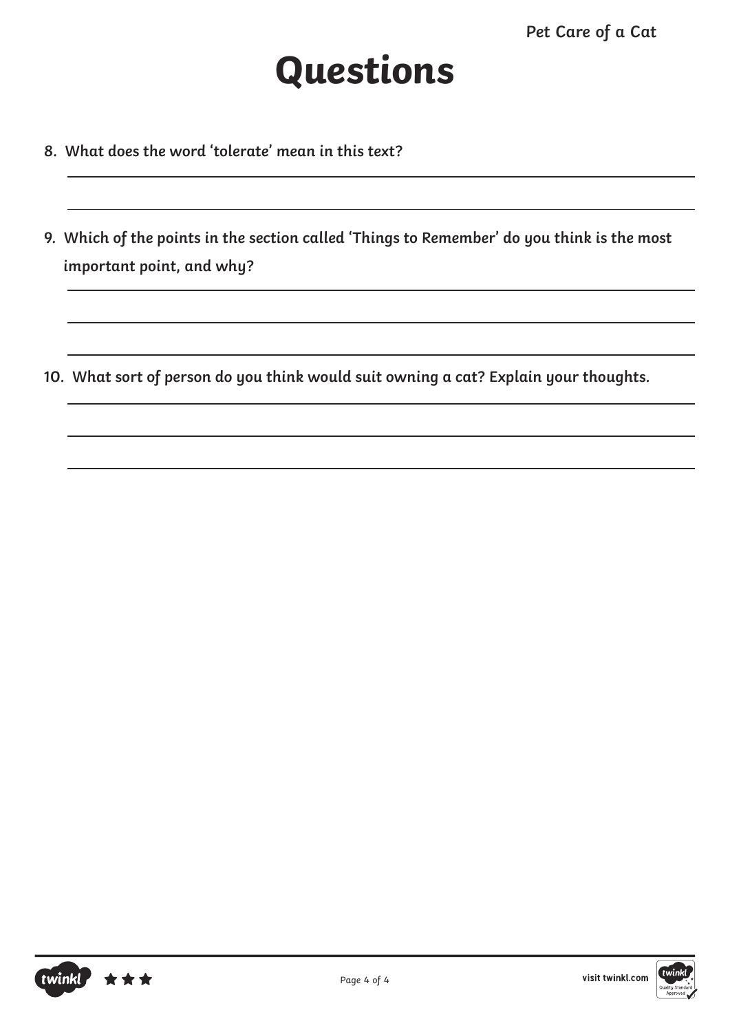# Questions

8. What does the word 'tolerate' mean in this text?

9. Which of the points in the section called 'Things to Remember' do you think is the most important point, and why?

10. What sort of person do you think would suit owning a cat? Explain your thoughts.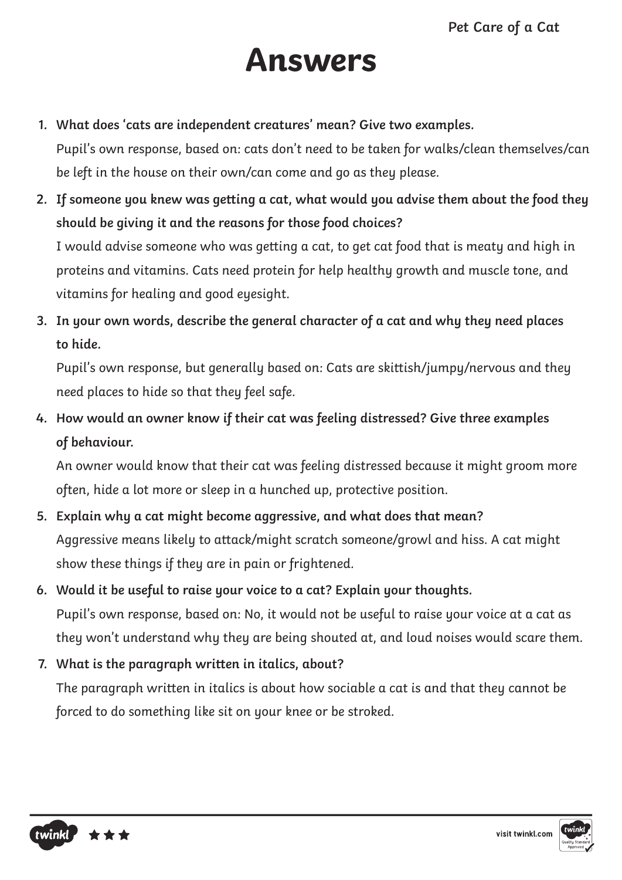# Answers

1. **What does 'cats are independent creatures' mean? Give two examples.**
   Pupil's own response, based on: cats don't need to be taken for walks/clean themselves/can be left in the house on their own/can come and go as they please.

2. **If someone you knew was getting a cat, what would you advise them about the food they should be giving it and the reasons for those food choices?**
   I would advise someone who was getting a cat, to get cat food that is meaty and high in proteins and vitamins. Cats need protein for help healthy growth and muscle tone, and vitamins for healing and good eyesight.

3. **In your own words, describe the general character of a cat and why they need places to hide.**
   Pupil's own response, but generally based on: Cats are skittish/jumpy/nervous and they need places to hide so that they feel safe.

4. **How would an owner know if their cat was feeling distressed? Give three examples of behaviour.**
   An owner would know that their cat was feeling distressed because it might groom more often, hide a lot more or sleep in a hunched up, protective position.

5. **Explain why a cat might become aggressive, and what does that mean?**
   Aggressive means likely to attack/might scratch someone/growl and hiss. A cat might show these things if they are in pain or frightened.

6. **Would it be useful to raise your voice to a cat? Explain your thoughts.**
   Pupil's own response, based on: No, it would not be useful to raise your voice at a cat as they won't understand why they are being shouted at, and loud noises would scare them.

7. **What is the paragraph written in italics, about?**
   The paragraph written in italics is about how sociable a cat is and that they cannot be forced to do something like sit on your knee or be stroked.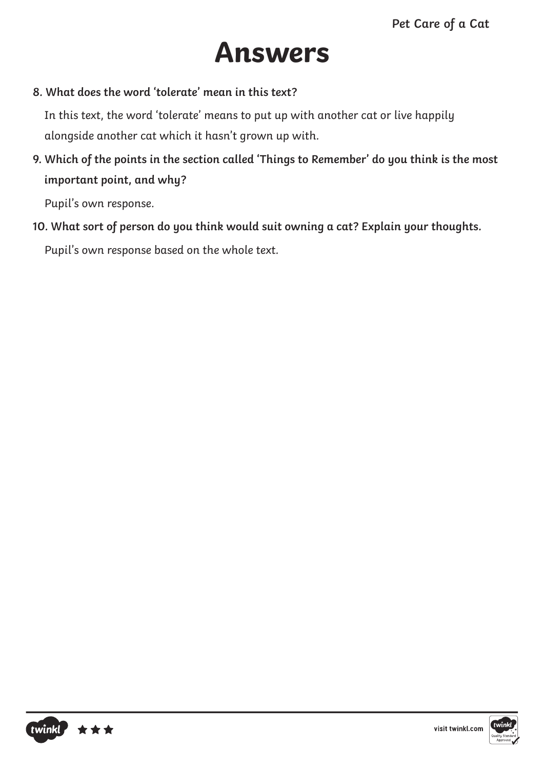# Answers

**8. What does the word 'tolerate' mean in this text?**

*In this text, the word 'tolerate' means to put up with another cat or live happily alongside another cat which it hasn't grown up with.*

**9. Which of the points in the section called 'Things to Remember' do you think is the most important point, and why?**

*Pupil's own response.*

**10. What sort of person do you think would suit owning a cat? Explain your thoughts.**

*Pupil's own response based on the whole text.*